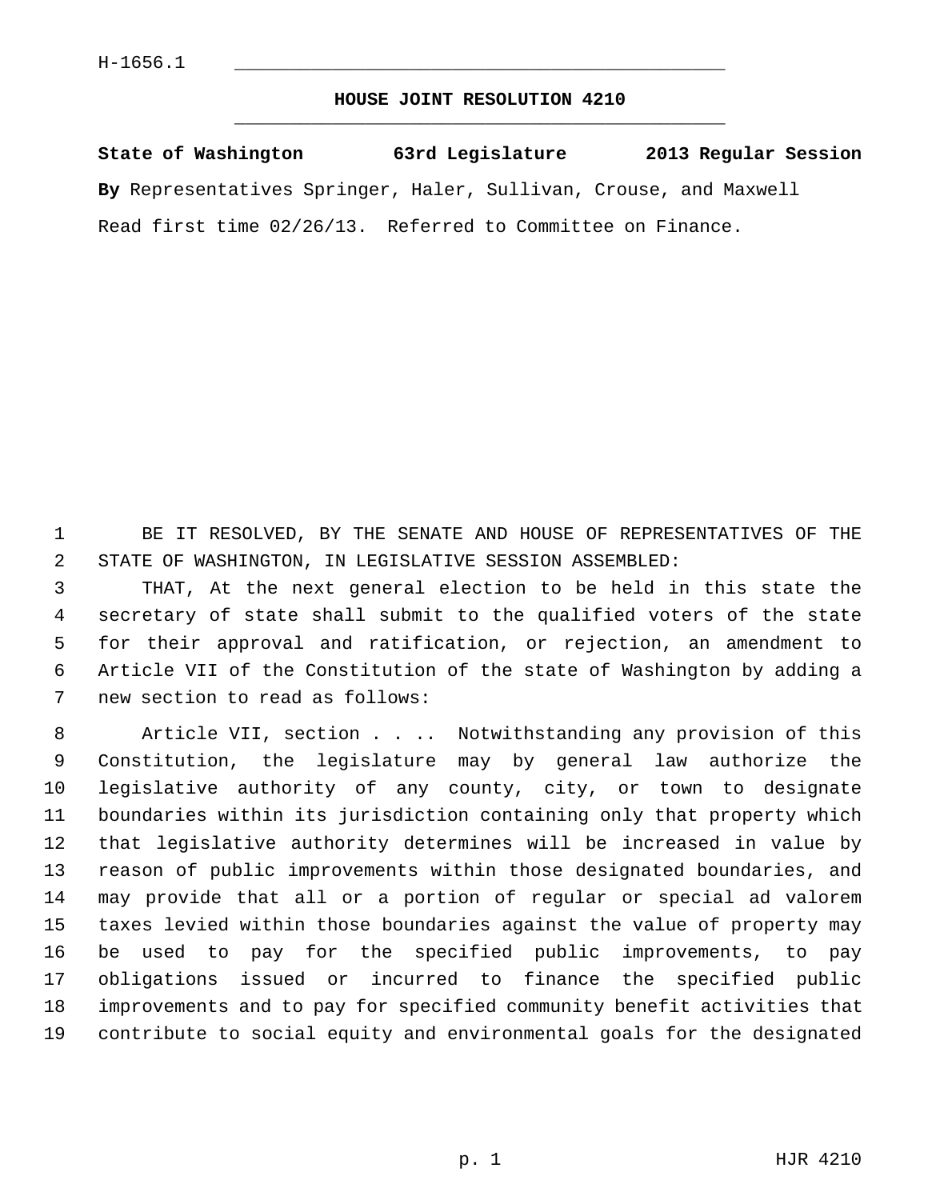H-1656.1

## HOUSE JOINT RESOLUTION 4210

**State of Washington 63rd Legislature 2013 Regular Session**

**By** Representatives Springer, Haler, Sullivan, Crouse, and Maxwell

Read first time 02/26/13. Referred to Committee on Finance.

BE IT RESOLVED, BY THE SENATE AND HOUSE OF REPRESENTATIVES OF THE STATE OF WASHINGTON, IN LEGISLATIVE SESSION ASSEMBLED:

THAT, At the next general election to be held in this state the secretary of state shall submit to the qualified voters of the state for their approval and ratification, or rejection, an amendment to Article VII of the Constitution of the state of Washington by adding a new section to read as follows:

Article VII, section . . .. Notwithstanding any provision of this Constitution, the legislature may by general law authorize the legislative authority of any county, city, or town to designate boundaries within its jurisdiction containing only that property which that legislative authority determines will be increased in value by reason of public improvements within those designated boundaries, and may provide that all or a portion of regular or special ad valorem taxes levied within those boundaries against the value of property may be used to pay for the specified public improvements, to pay obligations issued or incurred to finance the specified public improvements and to pay for specified community benefit activities that contribute to social equity and environmental goals for the designated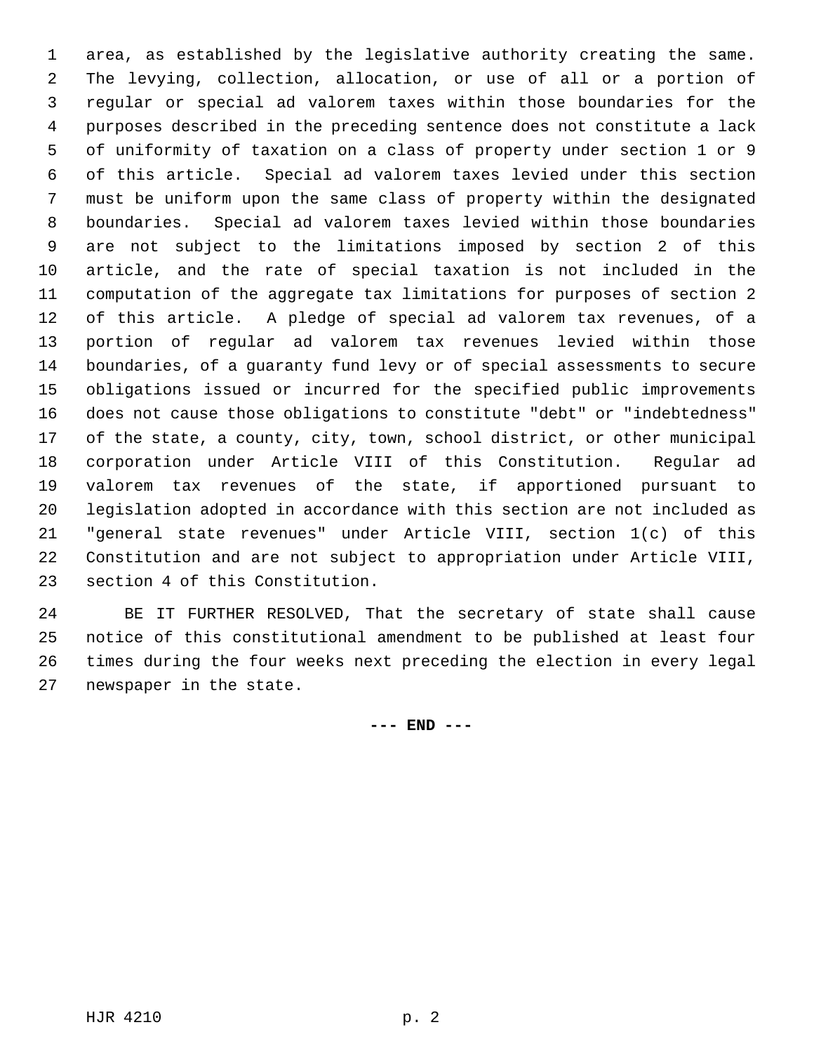area, as established by the legislative authority creating the same. The levying, collection, allocation, or use of all or a portion of regular or special ad valorem taxes within those boundaries for the purposes described in the preceding sentence does not constitute a lack of uniformity of taxation on a class of property under section 1 or 9 of this article. Special ad valorem taxes levied under this section must be uniform upon the same class of property within the designated boundaries. Special ad valorem taxes levied within those boundaries are not subject to the limitations imposed by section 2 of this article, and the rate of special taxation is not included in the computation of the aggregate tax limitations for purposes of section 2 of this article. A pledge of special ad valorem tax revenues, of a portion of regular ad valorem tax revenues levied within those boundaries, of a guaranty fund levy or of special assessments to secure obligations issued or incurred for the specified public improvements does not cause those obligations to constitute "debt" or "indebtedness" of the state, a county, city, town, school district, or other municipal corporation under Article VIII of this Constitution. Regular ad valorem tax revenues of the state, if apportioned pursuant to legislation adopted in accordance with this section are not included as "general state revenues" under Article VIII, section 1(c) of this Constitution and are not subject to appropriation under Article VIII, section 4 of this Constitution.

BE IT FURTHER RESOLVED, That the secretary of state shall cause notice of this constitutional amendment to be published at least four times during the four weeks next preceding the election in every legal newspaper in the state.

**--- END ---**